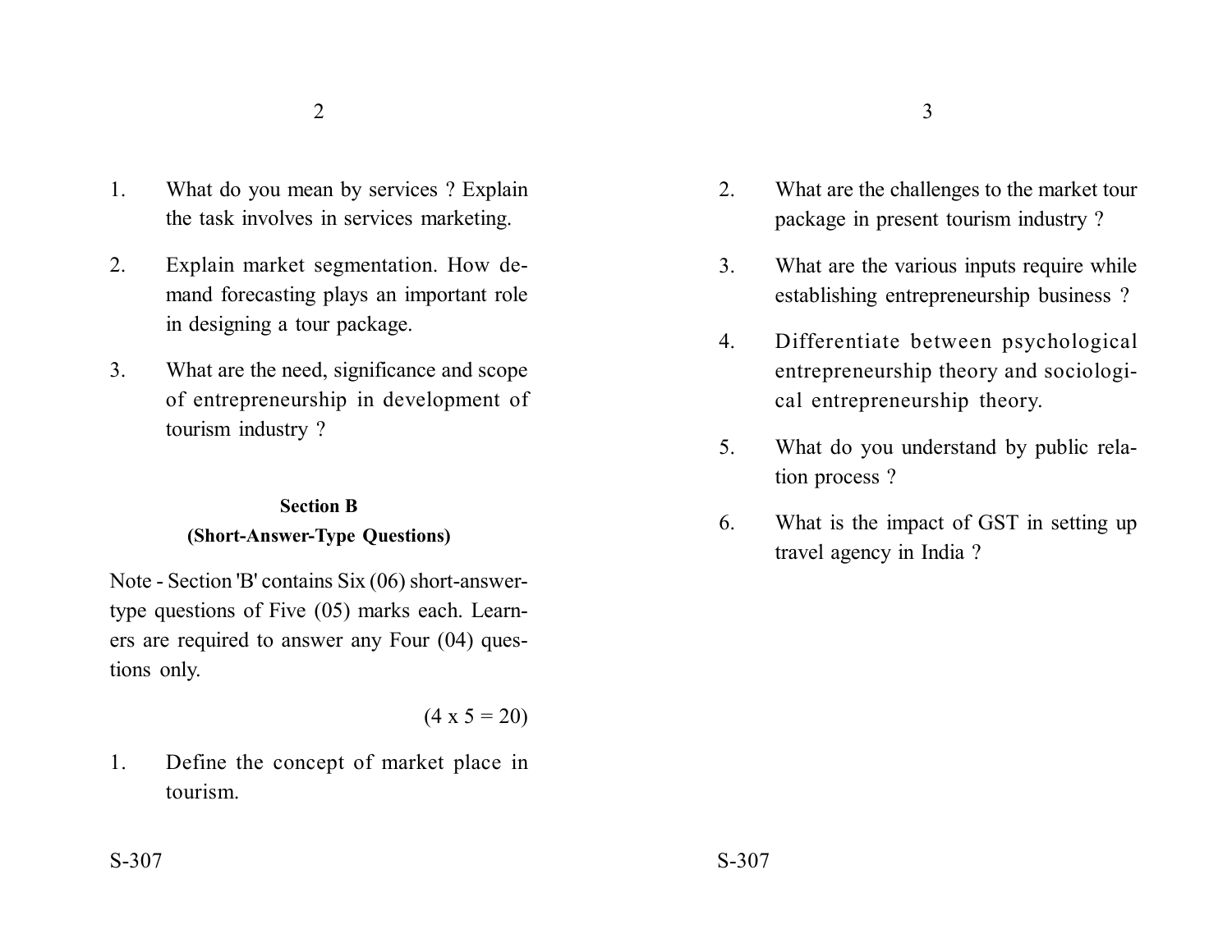1. What do you mean by services ? Explain the task involves in services marketing.

2. Explain market segmentation. How demand forecasting plays an important role in designing a tour package.

3. What are the need, significance and scope of entrepreneurship in development of tourism industry ?

**Section B**
**(Short-Answer-Type Questions)**

Note - Section 'B' contains Six (06) short-answer-type questions of Five (05) marks each. Learners are required to answer any Four (04) questions only.

(4 x 5 = 20)

1. Define the concept of market place in tourism.

2. What are the challenges to the market tour package in present tourism industry ?

3. What are the various inputs require while establishing entrepreneurship business ?

4. Differentiate between psychological entrepreneurship theory and sociological entrepreneurship theory.

5. What do you understand by public relation process ?

6. What is the impact of GST in setting up travel agency in India ?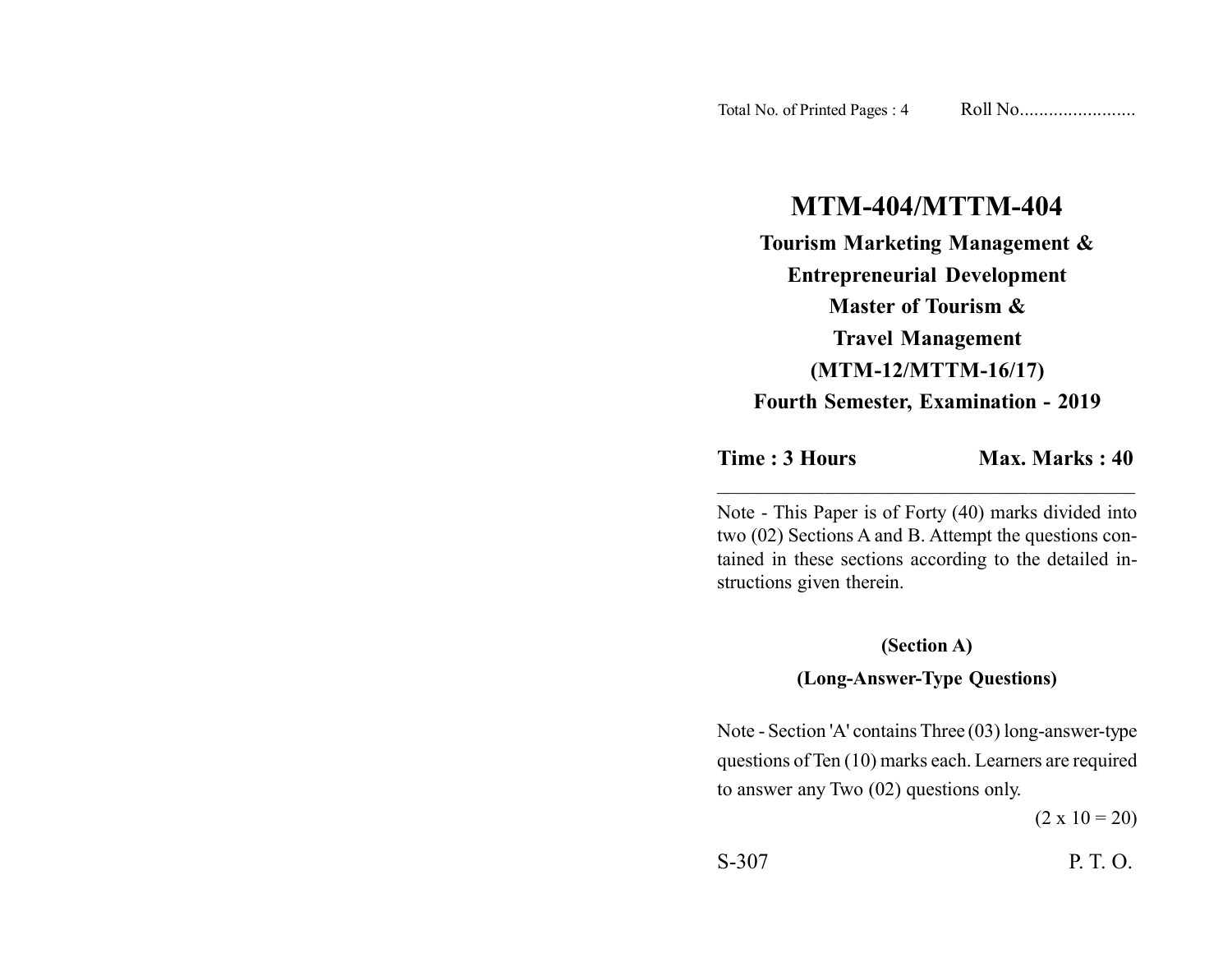Total No. of Printed Pages : 4 Roll No........................

# MTM-404/MTTM-404

## Tourism Marketing Management & Entrepreneurial Development

## Master of Tourism & Travel Management

## (MTM-12/MTTM-16/17)

## Fourth Semester, Examination - 2019

**Time : 3 Hours** **Max. Marks : 40**

---

Note - This Paper is of Forty (40) marks divided into two (02) Sections A and B. Attempt the questions contained in these sections according to the detailed instructions given therein.

### (Section A)

### (Long-Answer-Type Questions)

Note - Section 'A' contains Three (03) long-answer-type questions of Ten (10) marks each. Learners are required to answer any Two (02) questions only.

(2 x 10 = 20)

S-307 P. T. O.